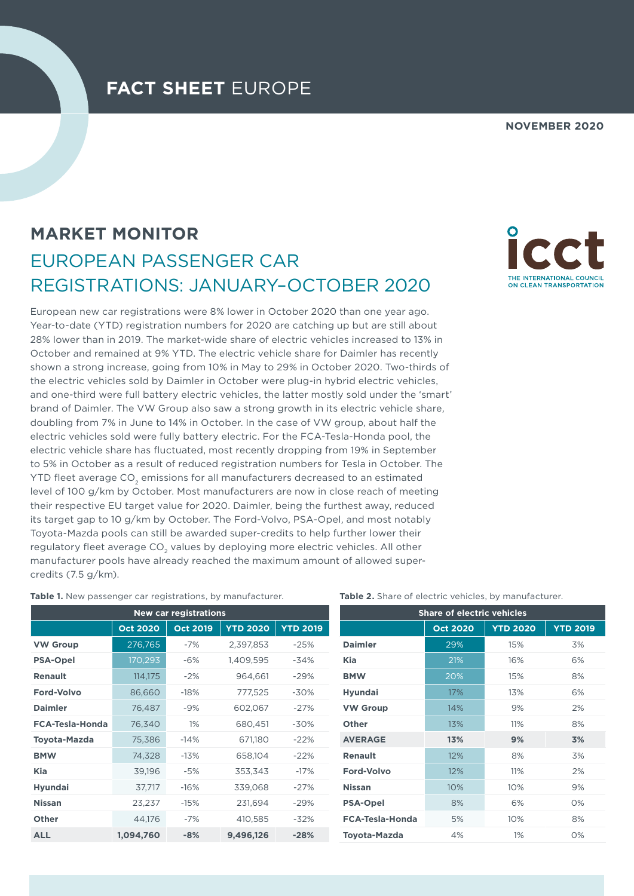# FACT SHEET EUROPE

**NOVEMBER 2020**

## MARKET MONITOR

## EUROPEAN PASSENGER CAR REGISTRATIONS: JANUARY–OCTOBER 2020

European new car registrations were 8% lower in October 2020 than one year ago. Year-to-date (YTD) registration numbers for 2020 are catching up but are still about 28% lower than in 2019. The market-wide share of electric vehicles increased to 13% in October and remained at 9% YTD. The electric vehicle share for Daimler has recently shown a strong increase, going from 10% in May to 29% in October 2020. Two-thirds of the electric vehicles sold by Daimler in October were plug-in hybrid electric vehicles, and one-third were full battery electric vehicles, the latter mostly sold under the 'smart' brand of Daimler. The VW Group also saw a strong growth in its electric vehicle share, doubling from 7% in June to 14% in October. In the case of VW group, about half the electric vehicles sold were fully battery electric. For the FCA-Tesla-Honda pool, the electric vehicle share has fluctuated, most recently dropping from 19% in September to 5% in October as a result of reduced registration numbers for Tesla in October. The YTD fleet average $CO_2$ emissions for all manufacturers decreased to an estimated level of 100 g/km by October. Most manufacturers are now in close reach of meeting their respective EU target value for 2020. Daimler, being the furthest away, reduced its target gap to 10 g/km by October. The Ford-Volvo, PSA-Opel, and most notably Toyota-Mazda pools can still be awarded super-credits to help further lower their regulatory fleet average $CO_2$ values by deploying more electric vehicles. All other manufacturer pools have already reached the maximum amount of allowed super-credits (7.5 g/km).

**Table 1.** New passenger car registrations, by manufacturer.

| | New car registrations | | | |
|---|---|---|---|---|
| | **Oct 2020** | **Oct 2019** | **YTD 2020** | **YTD 2019** |
| **VW Group** | 276,765 | -7% | 2,397,853 | -25% |
| **PSA-Opel** | 170,293 | -6% | 1,409,595 | -34% |
| **Renault** | 114,175 | -2% | 964,661 | -29% |
| **Ford-Volvo** | 86,660 | -18% | 777,525 | -30% |
| **Daimler** | 76,487 | -9% | 602,067 | -27% |
| **FCA-Tesla-Honda** | 76,340 | 1% | 680,451 | -30% |
| **Toyota-Mazda** | 75,386 | -14% | 671,180 | -22% |
| **BMW** | 74,328 | -13% | 658,104 | -22% |
| **Kia** | 39,196 | -5% | 353,343 | -17% |
| **Hyundai** | 37,717 | -16% | 339,068 | -27% |
| **Nissan** | 23,237 | -15% | 231,694 | -29% |
| **Other** | 44,176 | -7% | 410,585 | -32% |
| **ALL** | **1,094,760** | **-8%** | **9,496,126** | **-28%** |

**Table 2.** Share of electric vehicles, by manufacturer.

| | Share of electric vehicles | | |
|---|---|---|---|
| | **Oct 2020** | **YTD 2020** | **YTD 2019** |
| **Daimler** | 29% | 15% | 3% |
| **Kia** | 21% | 16% | 6% |
| **BMW** | 20% | 15% | 8% |
| **Hyundai** | 17% | 13% | 6% |
| **VW Group** | 14% | 9% | 2% |
| **Other** | 13% | 11% | 8% |
| **AVERAGE** | **13%** | **9%** | **3%** |
| **Renault** | 12% | 8% | 3% |
| **Ford-Volvo** | 12% | 11% | 2% |
| **Nissan** | 10% | 10% | 9% |
| **PSA-Opel** | 8% | 6% | 0% |
| **FCA-Tesla-Honda** | 5% | 10% | 8% |
| **Toyota-Mazda** | 4% | 1% | 0% |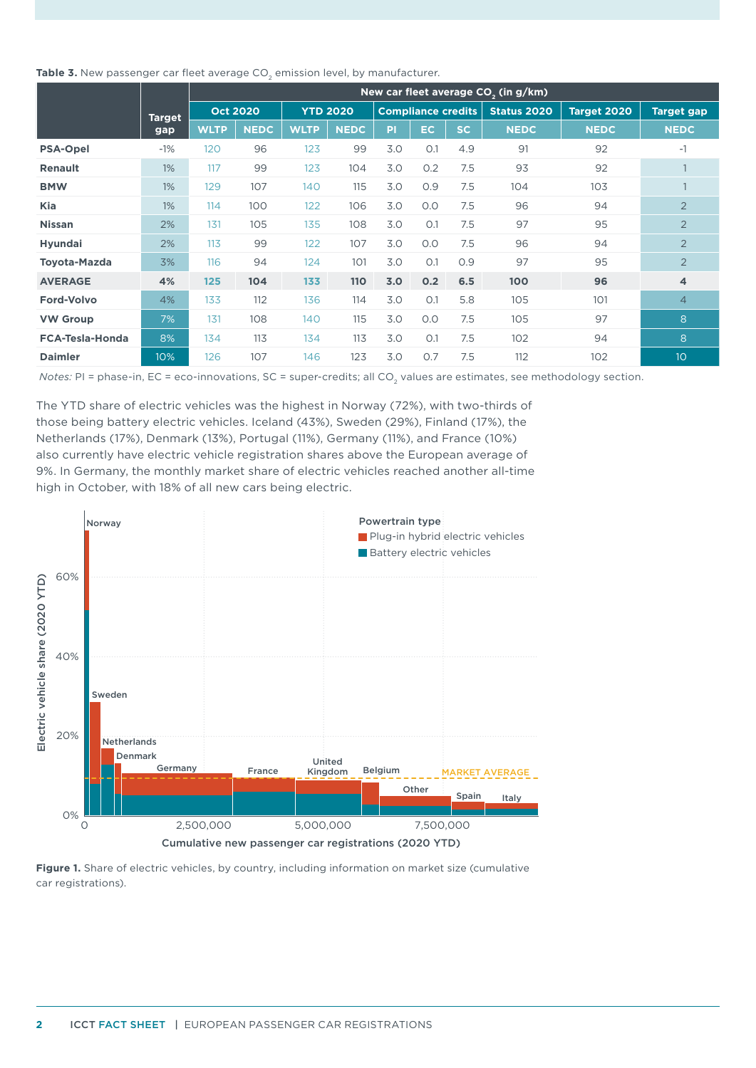**Table 3.** New passenger car fleet average $CO_2$ emission level, by manufacturer.

| | Target gap | New car fleet average $CO_2$ (in g/km) | | | | | | | | | |
|---|---|---|---|---|---|---|---|---|---|---|---|
| | | Oct 2020 | | YTD 2020 | | Compliance credits | | | Status 2020 | Target 2020 | Target gap |
| | | WLTP | NEDC | WLTP | NEDC | PI | EC | SC | NEDC | NEDC | NEDC |
| **PSA-Opel** | -1% | 120 | 96 | 123 | 99 | 3.0 | 0.1 | 4.9 | 91 | 92 | -1 |
| **Renault** | 1% | 117 | 99 | 123 | 104 | 3.0 | 0.2 | 7.5 | 93 | 92 | 1 |
| **BMW** | 1% | 129 | 107 | 140 | 115 | 3.0 | 0.9 | 7.5 | 104 | 103 | 1 |
| **Kia** | 1% | 114 | 100 | 122 | 106 | 3.0 | 0.0 | 7.5 | 96 | 94 | 2 |
| **Nissan** | 2% | 131 | 105 | 135 | 108 | 3.0 | 0.1 | 7.5 | 97 | 95 | 2 |
| **Hyundai** | 2% | 113 | 99 | 122 | 107 | 3.0 | 0.0 | 7.5 | 96 | 94 | 2 |
| **Toyota-Mazda** | 3% | 116 | 94 | 124 | 101 | 3.0 | 0.1 | 0.9 | 97 | 95 | 2 |
| **AVERAGE** | **4%** | **125** | **104** | **133** | **110** | **3.0** | **0.2** | **6.5** | **100** | **96** | **4** |
| **Ford-Volvo** | 4% | 133 | 112 | 136 | 114 | 3.0 | 0.1 | 5.8 | 105 | 101 | 4 |
| **VW Group** | 7% | 131 | 108 | 140 | 115 | 3.0 | 0.0 | 7.5 | 105 | 97 | 8 |
| **FCA-Tesla-Honda** | 8% | 134 | 113 | 134 | 113 | 3.0 | 0.1 | 7.5 | 102 | 94 | 8 |
| **Daimler** | 10% | 126 | 107 | 146 | 123 | 3.0 | 0.7 | 7.5 | 112 | 102 | 10 |

*Notes:* PI = phase-in, EC = eco-innovations, SC = super-credits; all $CO_2$ values are estimates, see methodology section.

The YTD share of electric vehicles was the highest in Norway (72%), with two-thirds of those being battery electric vehicles. Iceland (43%), Sweden (29%), Finland (17%), the Netherlands (17%), Denmark (13%), Portugal (11%), Germany (11%), and France (10%) also currently have electric vehicle registration shares above the European average of 9%. In Germany, the monthly market share of electric vehicles reached another all-time high in October, with 18% of all new cars being electric.

**Figure 1.** Share of electric vehicles, by country, including information on market size (cumulative car registrations).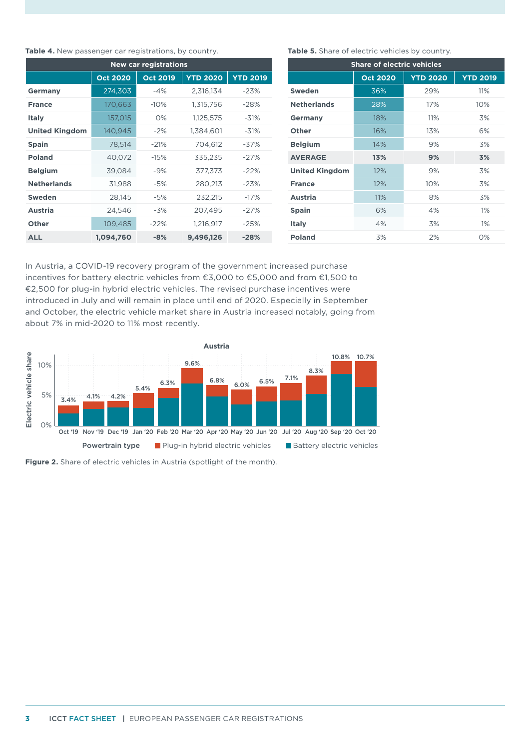**Table 4.** New passenger car registrations, by country.

| | New car registrations | | | |
|---|---|---|---|---|
| | Oct 2020 | Oct 2019 | YTD 2020 | YTD 2019 |
| **Germany** | 274,303 | -4% | 2,316,134 | -23% |
| **France** | 170,663 | -10% | 1,315,756 | -28% |
| **Italy** | 157,015 | 0% | 1,125,575 | -31% |
| **United Kingdom** | 140,945 | -2% | 1,384,601 | -31% |
| **Spain** | 78,514 | -21% | 704,612 | -37% |
| **Poland** | 40,072 | -15% | 335,235 | -27% |
| **Belgium** | 39,084 | -9% | 377,373 | -22% |
| **Netherlands** | 31,988 | -5% | 280,213 | -23% |
| **Sweden** | 28,145 | -5% | 232,215 | -17% |
| **Austria** | 24,546 | -3% | 207,495 | -27% |
| **Other** | 109,485 | -22% | 1,216,917 | -25% |
| **ALL** | **1,094,760** | **-8%** | **9,496,126** | **-28%** |

**Table 5.** Share of electric vehicles by country.

| | Share of electric vehicles | | |
|---|---|---|---|
| | Oct 2020 | YTD 2020 | YTD 2019 |
| **Sweden** | 36% | 29% | 11% |
| **Netherlands** | 28% | 17% | 10% |
| **Germany** | 18% | 11% | 3% |
| **Other** | 16% | 13% | 6% |
| **Belgium** | 14% | 9% | 3% |
| **AVERAGE** | **13%** | **9%** | **3%** |
| **United Kingdom** | 12% | 9% | 3% |
| **France** | 12% | 10% | 3% |
| **Austria** | 11% | 8% | 3% |
| **Spain** | 6% | 4% | 1% |
| **Italy** | 4% | 3% | 1% |
| **Poland** | 3% | 2% | 0% |

In Austria, a COVID-19 recovery program of the government increased purchase incentives for battery electric vehicles from €3,000 to €5,000 and from €1,500 to €2,500 for plug-in hybrid electric vehicles. The revised purchase incentives were introduced in July and will remain in place until end of 2020. Especially in September and October, the electric vehicle market share in Austria increased notably, going from about 7% in mid-2020 to 11% most recently.

**Figure 2.** Share of electric vehicles in Austria (spotlight of the month).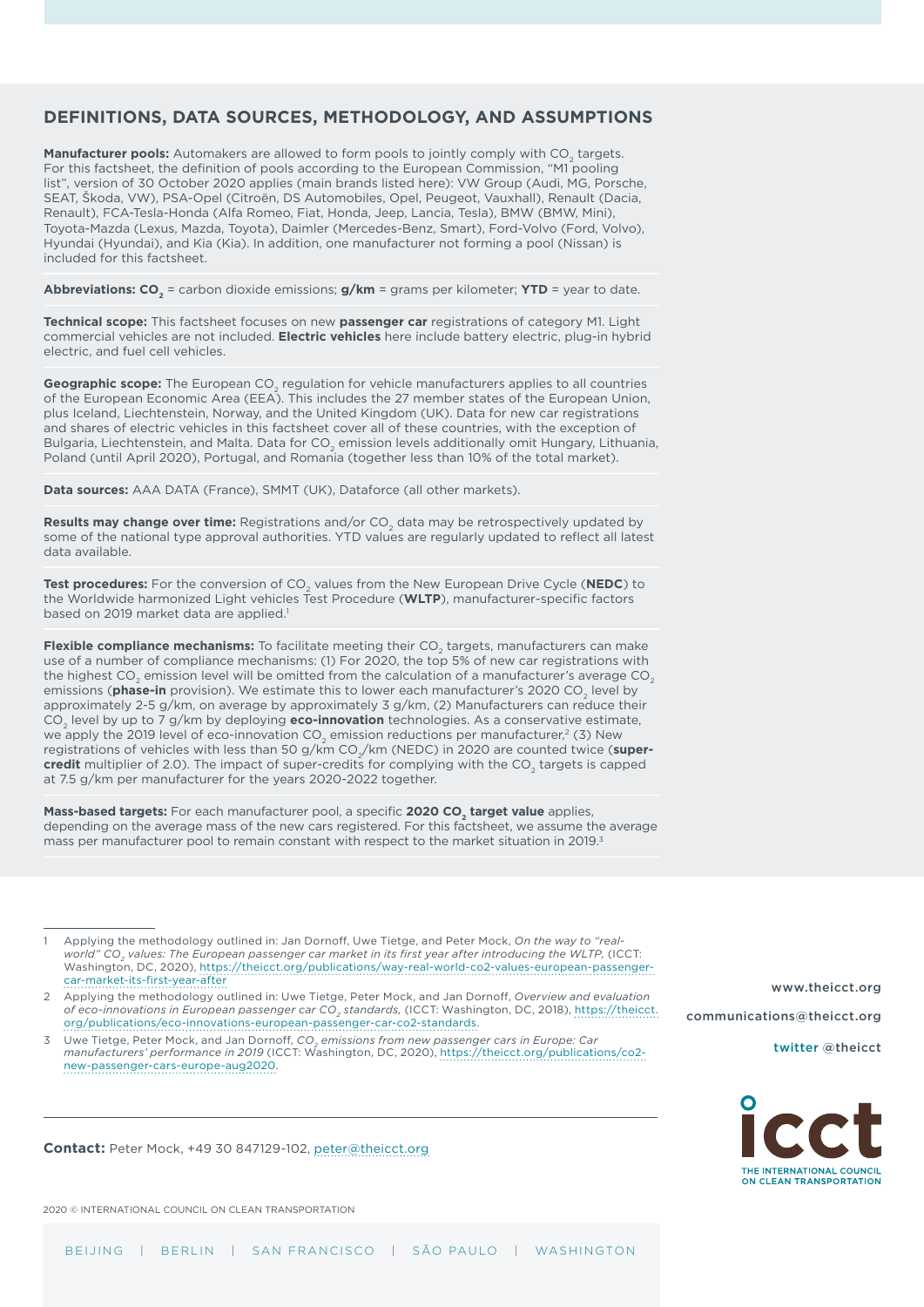## DEFINITIONS, DATA SOURCES, METHODOLOGY, AND ASSUMPTIONS

**Manufacturer pools:** Automakers are allowed to form pools to jointly comply with $CO_2$ targets. For this factsheet, the definition of pools according to the European Commission, "M1 pooling list", version of 30 October 2020 applies (main brands listed here): VW Group (Audi, MG, Porsche, SEAT, Škoda, VW), PSA-Opel (Citroën, DS Automobiles, Opel, Peugeot, Vauxhall), Renault (Dacia, Renault), FCA-Tesla-Honda (Alfa Romeo, Fiat, Honda, Jeep, Lancia, Tesla), BMW (BMW, Mini), Toyota-Mazda (Lexus, Mazda, Toyota), Daimler (Mercedes-Benz, Smart), Ford-Volvo (Ford, Volvo), Hyundai (Hyundai), and Kia (Kia). In addition, one manufacturer not forming a pool (Nissan) is included for this factsheet.

**Abbreviations: $CO_2$** = carbon dioxide emissions; **g/km** = grams per kilometer; **YTD** = year to date.

**Technical scope:** This factsheet focuses on new **passenger car** registrations of category M1. Light commercial vehicles are not included. **Electric vehicles** here include battery electric, plug-in hybrid electric, and fuel cell vehicles.

**Geographic scope:** The European $CO_2$ regulation for vehicle manufacturers applies to all countries of the European Economic Area (EEA). This includes the 27 member states of the European Union, plus Iceland, Liechtenstein, Norway, and the United Kingdom (UK). Data for new car registrations and shares of electric vehicles in this factsheet cover all of these countries, with the exception of Bulgaria, Liechtenstein, and Malta. Data for $CO_2$ emission levels additionally omit Hungary, Lithuania, Poland (until April 2020), Portugal, and Romania (together less than 10% of the total market).

**Data sources:** AAA DATA (France), SMMT (UK), Dataforce (all other markets).

**Results may change over time:** Registrations and/or $CO_2$ data may be retrospectively updated by some of the national type approval authorities. YTD values are regularly updated to reflect all latest data available.

**Test procedures:** For the conversion of $CO_2$ values from the New European Drive Cycle (**NEDC**) to the Worldwide harmonized Light vehicles Test Procedure (**WLTP**), manufacturer-specific factors based on 2019 market data are applied.[1]

**Flexible compliance mechanisms:** To facilitate meeting their $CO_2$ targets, manufacturers can make use of a number of compliance mechanisms: (1) For 2020, the top 5% of new car registrations with the highest $CO_2$ emission level will be omitted from the calculation of a manufacturer's average $CO_2$ emissions (**phase-in** provision). We estimate this to lower each manufacturer's 2020 $CO_2$ level by approximately 2-5 g/km, on average by approximately 3 g/km, (2) Manufacturers can reduce their $CO_2$ level by up to 7 g/km by deploying **eco-innovation** technologies. As a conservative estimate, we apply the 2019 level of eco-innovation $CO_2$ emission reductions per manufacturer,[2] (3) New registrations of vehicles with less than 50 g/km $CO_2$/km (NEDC) in 2020 are counted twice (**super-credit** multiplier of 2.0). The impact of super-credits for complying with the $CO_2$ targets is capped at 7.5 g/km per manufacturer for the years 2020-2022 together.

**Mass-based targets:** For each manufacturer pool, a specific **2020 $CO_2$ target value** applies, depending on the average mass of the new cars registered. For this factsheet, we assume the average mass per manufacturer pool to remain constant with respect to the market situation in 2019.[3]

---

1 Applying the methodology outlined in: Jan Dornoff, Uwe Tietge, and Peter Mock, *On the way to "real-world" $CO_2$ values: The European passenger car market in its first year after introducing the WLTP,* (ICCT: Washington, DC, 2020), https://theicct.org/publications/way-real-world-co2-values-european-passenger-car-market-its-first-year-after

2 Applying the methodology outlined in: Uwe Tietge, Peter Mock, and Jan Dornoff, *Overview and evaluation of eco-innovations in European passenger car $CO_2$ standards,* (ICCT: Washington, DC, 2018), https://theicct.org/publications/eco-innovations-european-passenger-car-co2-standards.

3 Uwe Tietge, Peter Mock, and Jan Dornoff, *$CO_2$ emissions from new passenger cars in Europe: Car manufacturers' performance in 2019* (ICCT: Washington, DC, 2020), https://theicct.org/publications/co2-new-passenger-cars-europe-aug2020.

**Contact:** Peter Mock, +49 30 847129-102, peter@theicct.org

www.theicct.org

communications@theicct.org

twitter @theicct

THE INTERNATIONAL COUNCIL ON CLEAN TRANSPORTATION

2020 © INTERNATIONAL COUNCIL ON CLEAN TRANSPORTATION

BEIJING | BERLIN | SAN FRANCISCO | SÃO PAULO | WASHINGTON